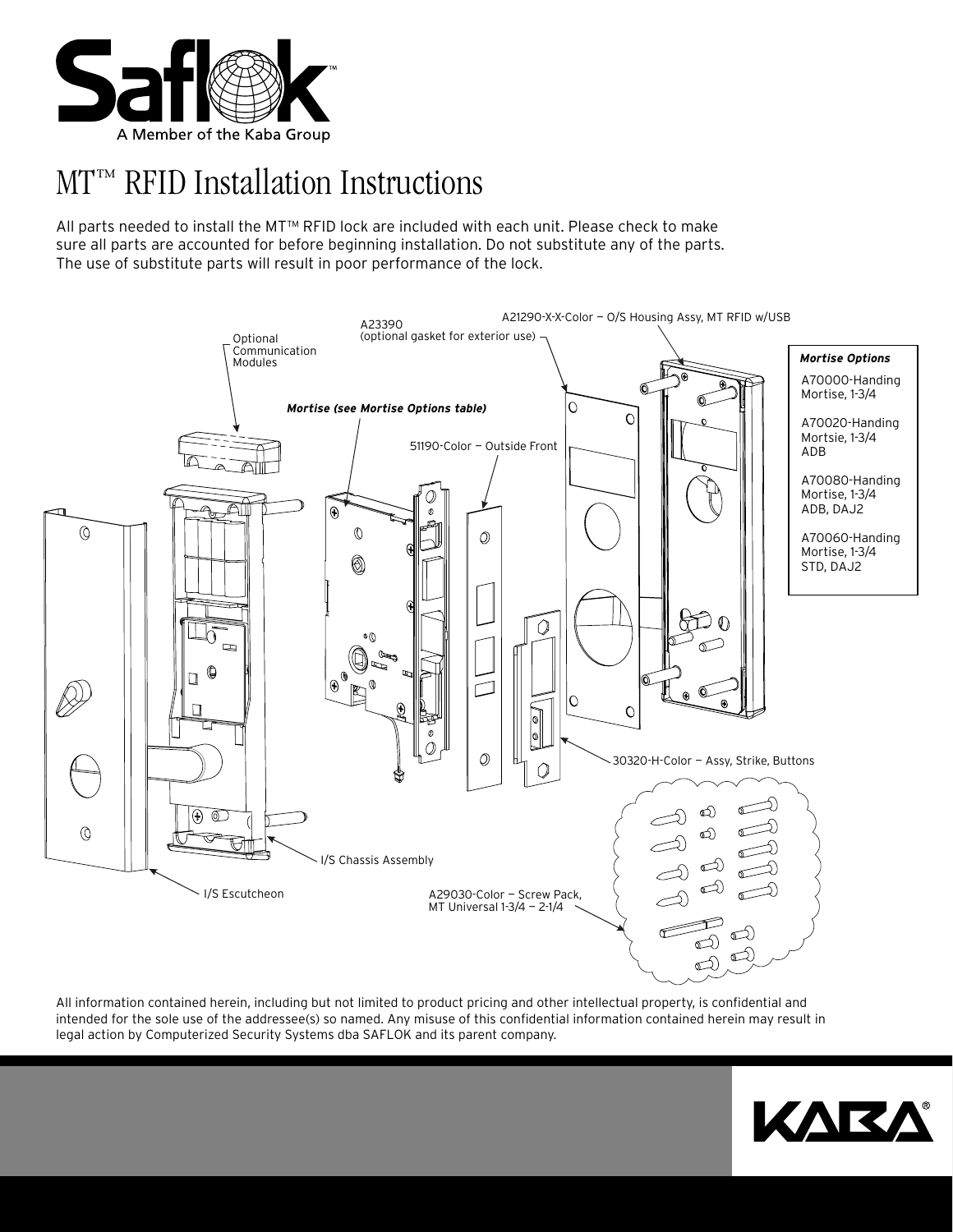# MT™ RFID Installation Instructions

All parts needed to install the MT™ RFID lock are included with each unit. Please check to make sure all parts are accounted for before beginning installation. Do not substitute any of the parts. The use of substitute parts will result in poor performance of the lock.

- Optional Communication Modules
- A23390 (optional gasket for exterior use)
- A21290-X-X-Color — O/S Housing Assy, MT RFID w/USB
- *Mortise (see Mortise Options table)*
- 51190-Color — Outside Front
- 30320-H-Color — Assy, Strike, Buttons
- I/S Chassis Assembly
- I/S Escutcheon
- A29030-Color — Screw Pack, MT Universal 1-3/4 — 2-1/4

| ***Mortise Options*** |
| --- |
| A70000-Handing Mortise, 1-3/4 |
| A70020-Handing Mortsie, 1-3/4 ADB |
| A70080-Handing Mortise, 1-3/4 ADB, DAJ2 |
| A70060-Handing Mortise, 1-3/4 STD, DAJ2 |

All information contained herein, including but not limited to product pricing and other intellectual property, is confidential and intended for the sole use of the addressee(s) so named. Any misuse of this confidential information contained herein may result in legal action by Computerized Security Systems dba SAFLOK and its parent company.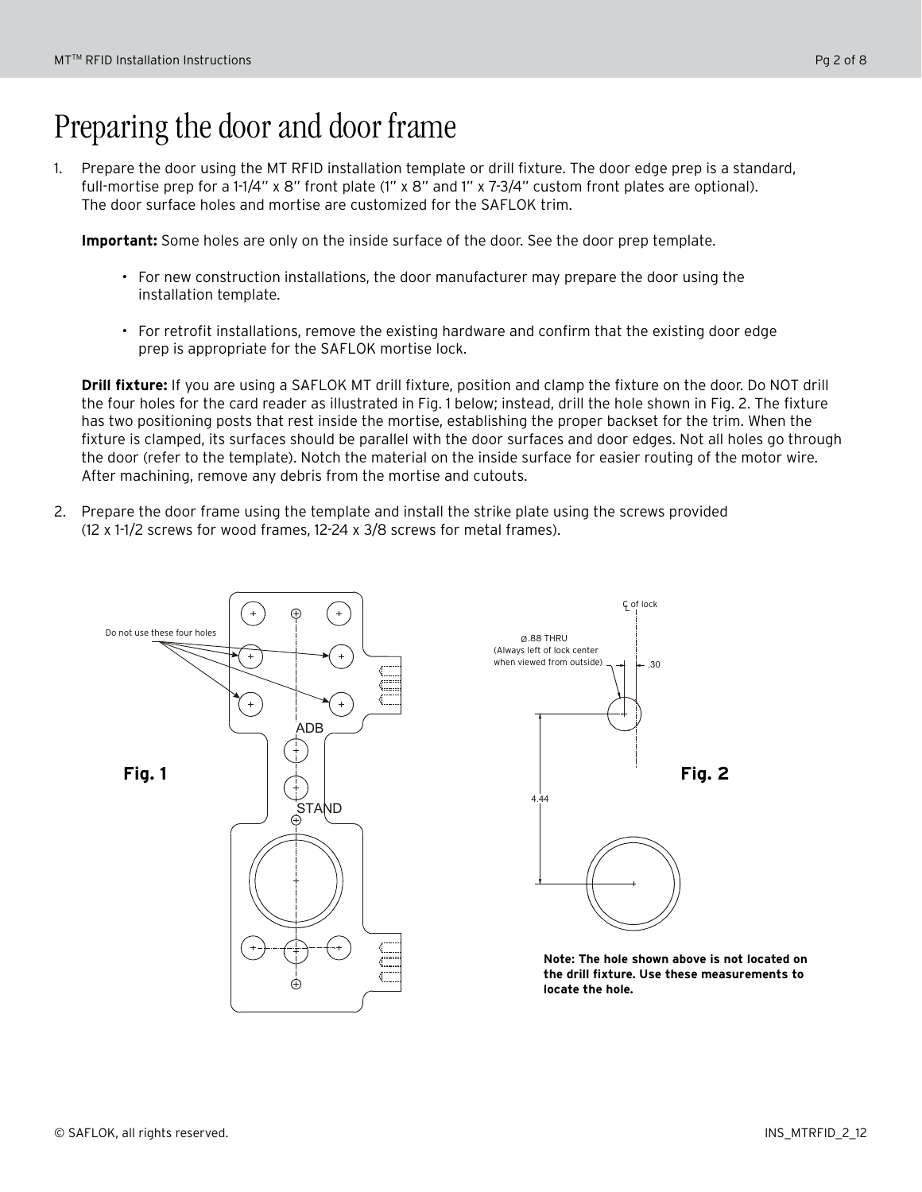# Preparing the door and door frame

1. Prepare the door using the MT RFID installation template or drill fixture. The door edge prep is a standard, full-mortise prep for a 1-1/4" x 8" front plate (1" x 8" and 1" x 7-3/4" custom front plates are optional). The door surface holes and mortise are customized for the SAFLOK trim.

   **Important:** Some holes are only on the inside surface of the door. See the door prep template.

   - For new construction installations, the door manufacturer may prepare the door using the installation template.
   - For retrofit installations, remove the existing hardware and confirm that the existing door edge prep is appropriate for the SAFLOK mortise lock.

   **Drill fixture:** If you are using a SAFLOK MT drill fixture, position and clamp the fixture on the door. Do NOT drill the four holes for the card reader as illustrated in Fig. 1 below; instead, drill the hole shown in Fig. 2. The fixture has two positioning posts that rest inside the mortise, establishing the proper backset for the trim. When the fixture is clamped, its surfaces should be parallel with the door surfaces and door edges. Not all holes go through the door (refer to the template). Notch the material on the inside surface for easier routing of the motor wire. After machining, remove any debris from the mortise and cutouts.

2. Prepare the door frame using the template and install the strike plate using the screws provided (12 x 1-1/2 screws for wood frames, 12-24 x 3/8 screws for metal frames).

Do not use these four holes

ADB

STAND

**Fig. 1**

℄ of lock

Ø.88 THRU
(Always left of lock center when viewed from outside)

.30

4.44

**Fig. 2**

**Note: The hole shown above is not located on the drill fixture. Use these measurements to locate the hole.**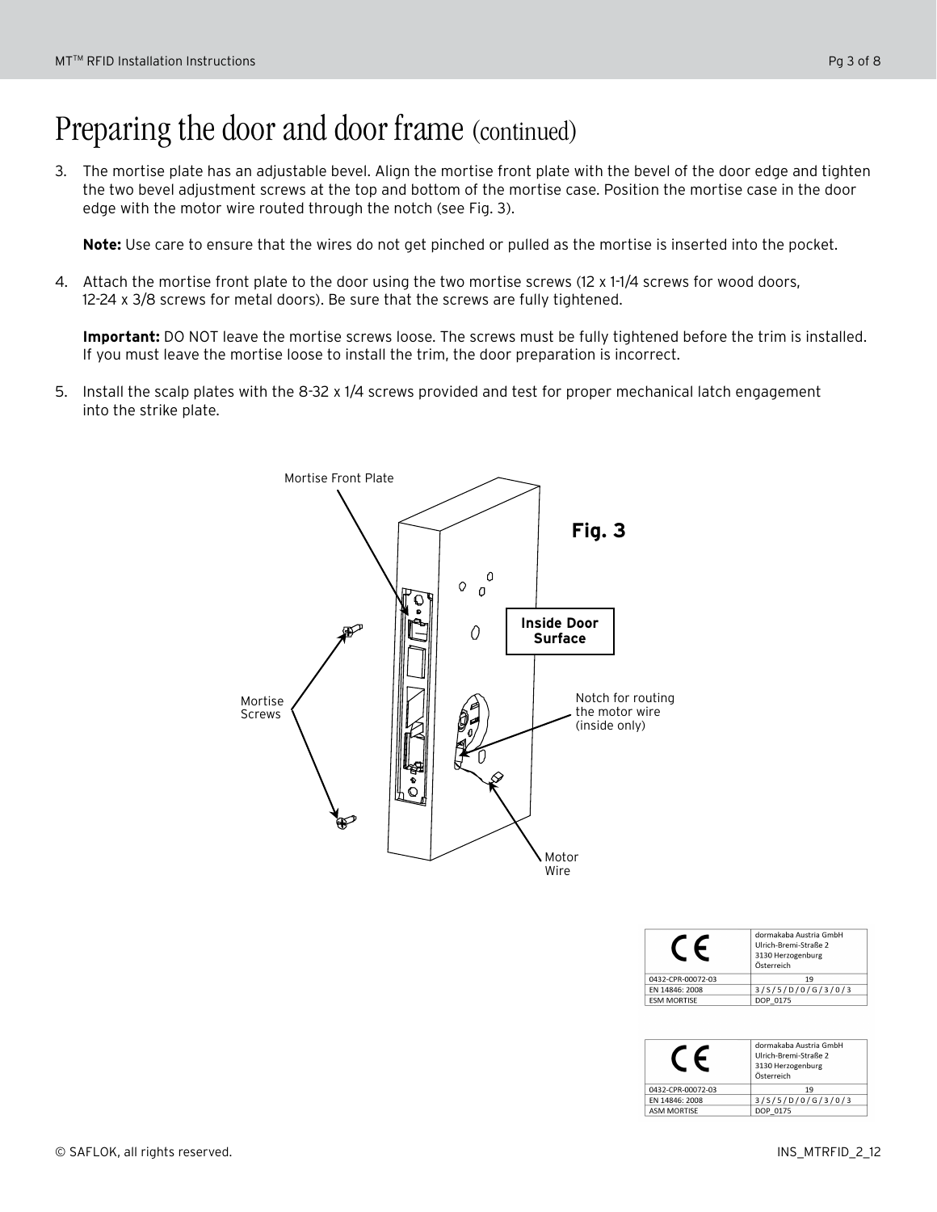# Preparing the door and door frame (continued)

3. The mortise plate has an adjustable bevel. Align the mortise front plate with the bevel of the door edge and tighten the two bevel adjustment screws at the top and bottom of the mortise case. Position the mortise case in the door edge with the motor wire routed through the notch (see Fig. 3).

   **Note:** Use care to ensure that the wires do not get pinched or pulled as the mortise is inserted into the pocket.

4. Attach the mortise front plate to the door using the two mortise screws (12 x 1-1/4 screws for wood doors, 12-24 x 3/8 screws for metal doors). Be sure that the screws are fully tightened.

   **Important:** DO NOT leave the mortise screws loose. The screws must be fully tightened before the trim is installed. If you must leave the mortise loose to install the trim, the door preparation is incorrect.

5. Install the scalp plates with the 8-32 x 1/4 screws provided and test for proper mechanical latch engagement into the strike plate.

Mortise Front Plate

**Fig. 3**

**Inside Door Surface**

Mortise Screws

Notch for routing the motor wire (inside only)

Motor Wire

| CE | dormakaba Austria GmbH<br>Ulrich-Bremi-Straße 2<br>3130 Herzogenburg<br>Österreich |
|---|---|
| 0432-CPR-00072-03 | 19 |
| EN 14846: 2008 | 3 / S / 5 / D / 0 / G / 3 / 0 / 3 |
| ESM MORTISE | DOP_0175 |

| CE | dormakaba Austria GmbH<br>Ulrich-Bremi-Straße 2<br>3130 Herzogenburg<br>Österreich |
|---|---|
| 0432-CPR-00072-03 | 19 |
| EN 14846: 2008 | 3 / S / 5 / D / 0 / G / 3 / 0 / 3 |
| ASM MORTISE | DOP_0175 |

© SAFLOK, all rights reserved.

INS_MTRFID_2_12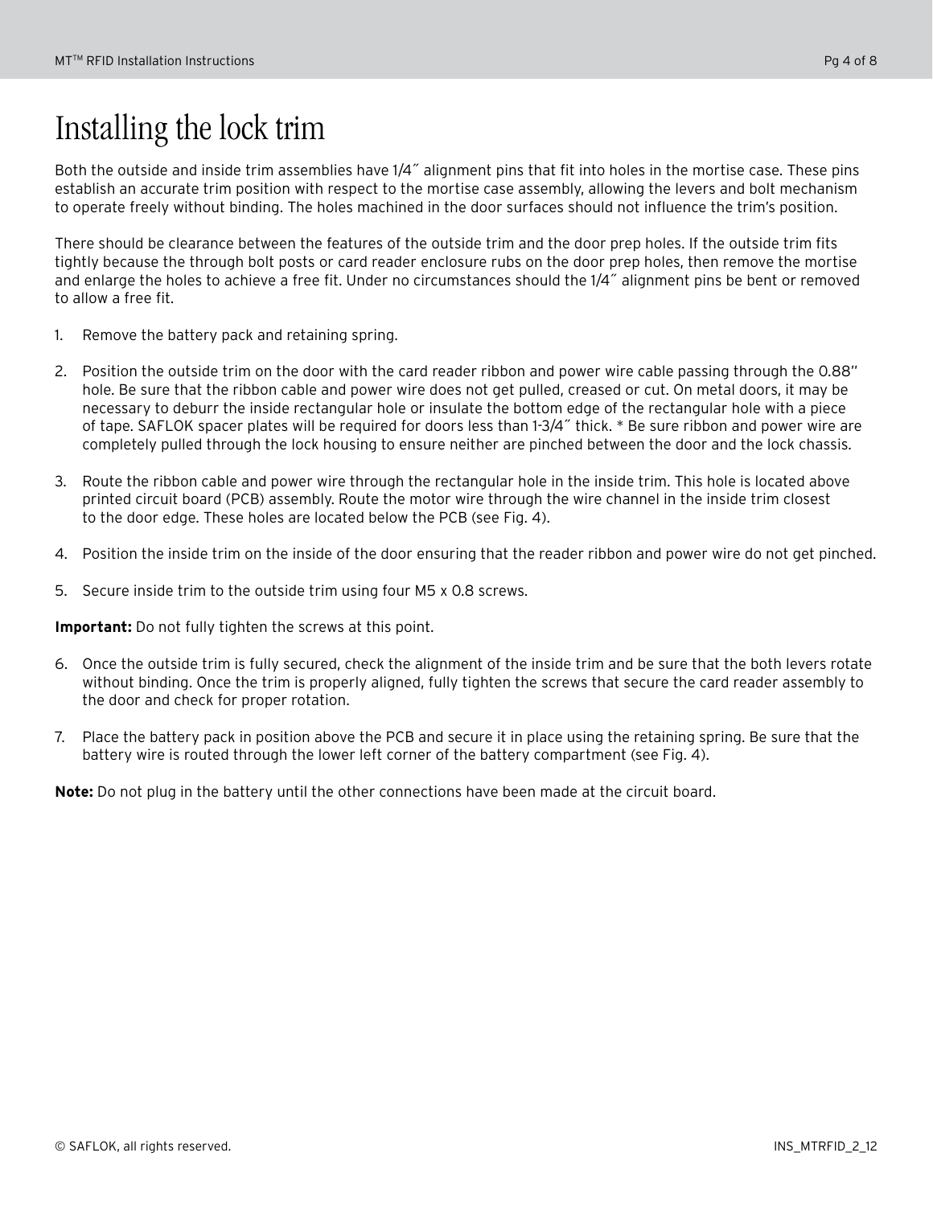# Installing the lock trim

Both the outside and inside trim assemblies have 1/4″ alignment pins that fit into holes in the mortise case. These pins establish an accurate trim position with respect to the mortise case assembly, allowing the levers and bolt mechanism to operate freely without binding. The holes machined in the door surfaces should not influence the trim's position.

There should be clearance between the features of the outside trim and the door prep holes. If the outside trim fits tightly because the through bolt posts or card reader enclosure rubs on the door prep holes, then remove the mortise and enlarge the holes to achieve a free fit. Under no circumstances should the 1/4″ alignment pins be bent or removed to allow a free fit.

1. Remove the battery pack and retaining spring.

2. Position the outside trim on the door with the card reader ribbon and power wire cable passing through the 0.88" hole. Be sure that the ribbon cable and power wire does not get pulled, creased or cut. On metal doors, it may be necessary to deburr the inside rectangular hole or insulate the bottom edge of the rectangular hole with a piece of tape. SAFLOK spacer plates will be required for doors less than 1-3/4″ thick. * Be sure ribbon and power wire are completely pulled through the lock housing to ensure neither are pinched between the door and the lock chassis.

3. Route the ribbon cable and power wire through the rectangular hole in the inside trim. This hole is located above printed circuit board (PCB) assembly. Route the motor wire through the wire channel in the inside trim closest to the door edge. These holes are located below the PCB (see Fig. 4).

4. Position the inside trim on the inside of the door ensuring that the reader ribbon and power wire do not get pinched.

5. Secure inside trim to the outside trim using four M5 x 0.8 screws.

**Important:** Do not fully tighten the screws at this point.

6. Once the outside trim is fully secured, check the alignment of the inside trim and be sure that the both levers rotate without binding. Once the trim is properly aligned, fully tighten the screws that secure the card reader assembly to the door and check for proper rotation.

7. Place the battery pack in position above the PCB and secure it in place using the retaining spring. Be sure that the battery wire is routed through the lower left corner of the battery compartment (see Fig. 4).

**Note:** Do not plug in the battery until the other connections have been made at the circuit board.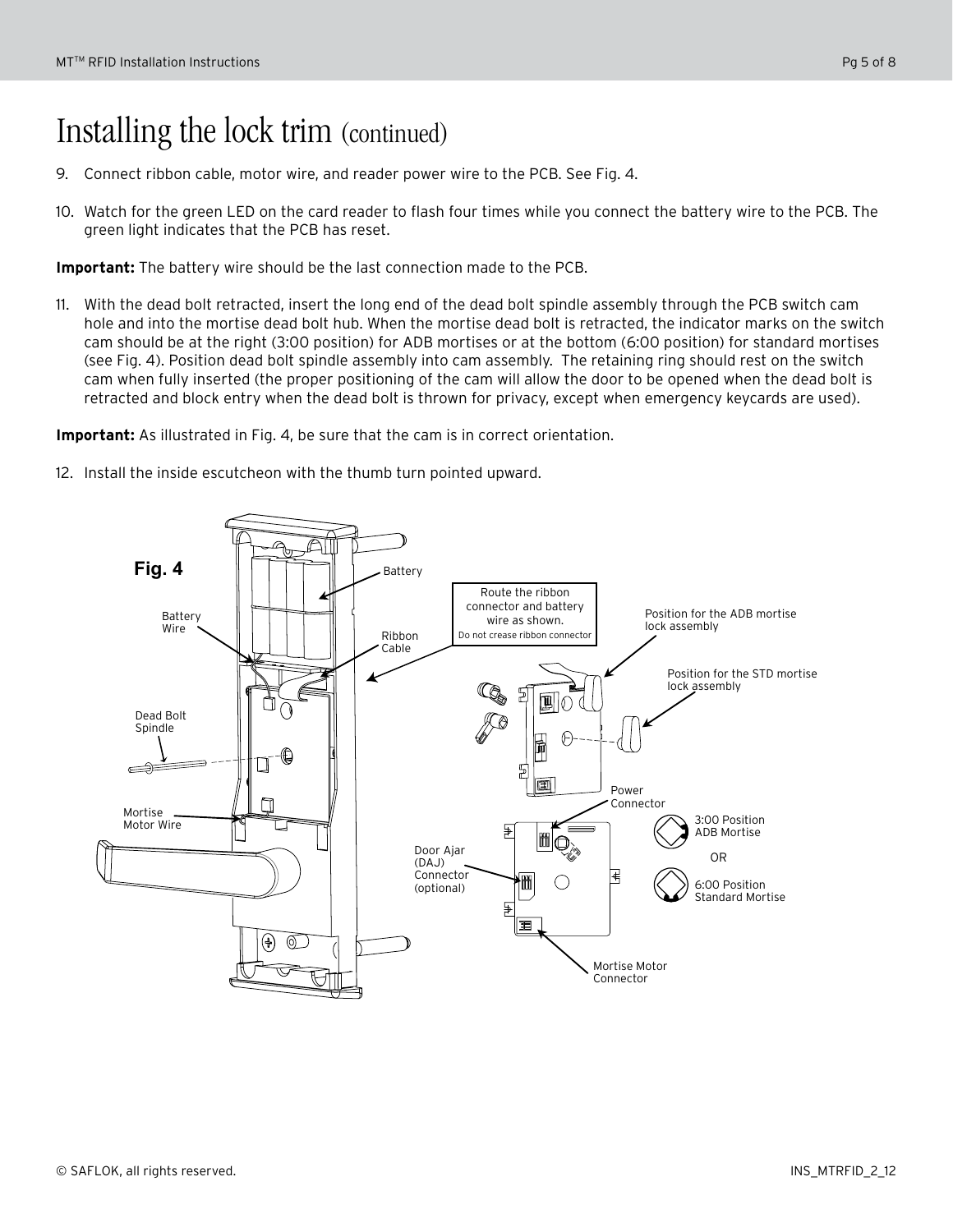# Installing the lock trim (continued)

9. Connect ribbon cable, motor wire, and reader power wire to the PCB. See Fig. 4.

10. Watch for the green LED on the card reader to flash four times while you connect the battery wire to the PCB. The green light indicates that the PCB has reset.

**Important:** The battery wire should be the last connection made to the PCB.

11. With the dead bolt retracted, insert the long end of the dead bolt spindle assembly through the PCB switch cam hole and into the mortise dead bolt hub. When the mortise dead bolt is retracted, the indicator marks on the switch cam should be at the right (3:00 position) for ADB mortises or at the bottom (6:00 position) for standard mortises (see Fig. 4). Position dead bolt spindle assembly into cam assembly. The retaining ring should rest on the switch cam when fully inserted (the proper positioning of the cam will allow the door to be opened when the dead bolt is retracted and block entry when the dead bolt is thrown for privacy, except when emergency keycards are used).

**Important:** As illustrated in Fig. 4, be sure that the cam is in correct orientation.

12. Install the inside escutcheon with the thumb turn pointed upward.

**Fig. 4**

Battery

Battery Wire

Ribbon Cable

Route the ribbon connector and battery wire as shown. Do not crease ribbon connector

Position for the ADB mortise lock assembly

Position for the STD mortise lock assembly

Dead Bolt Spindle

Mortise Motor Wire

Power Connector

3:00 Position ADB Mortise

OR

6:00 Position Standard Mortise

Door Ajar (DAJ) Connector (optional)

Mortise Motor Connector

© SAFLOK, all rights reserved.

INS_MTRFID_2_12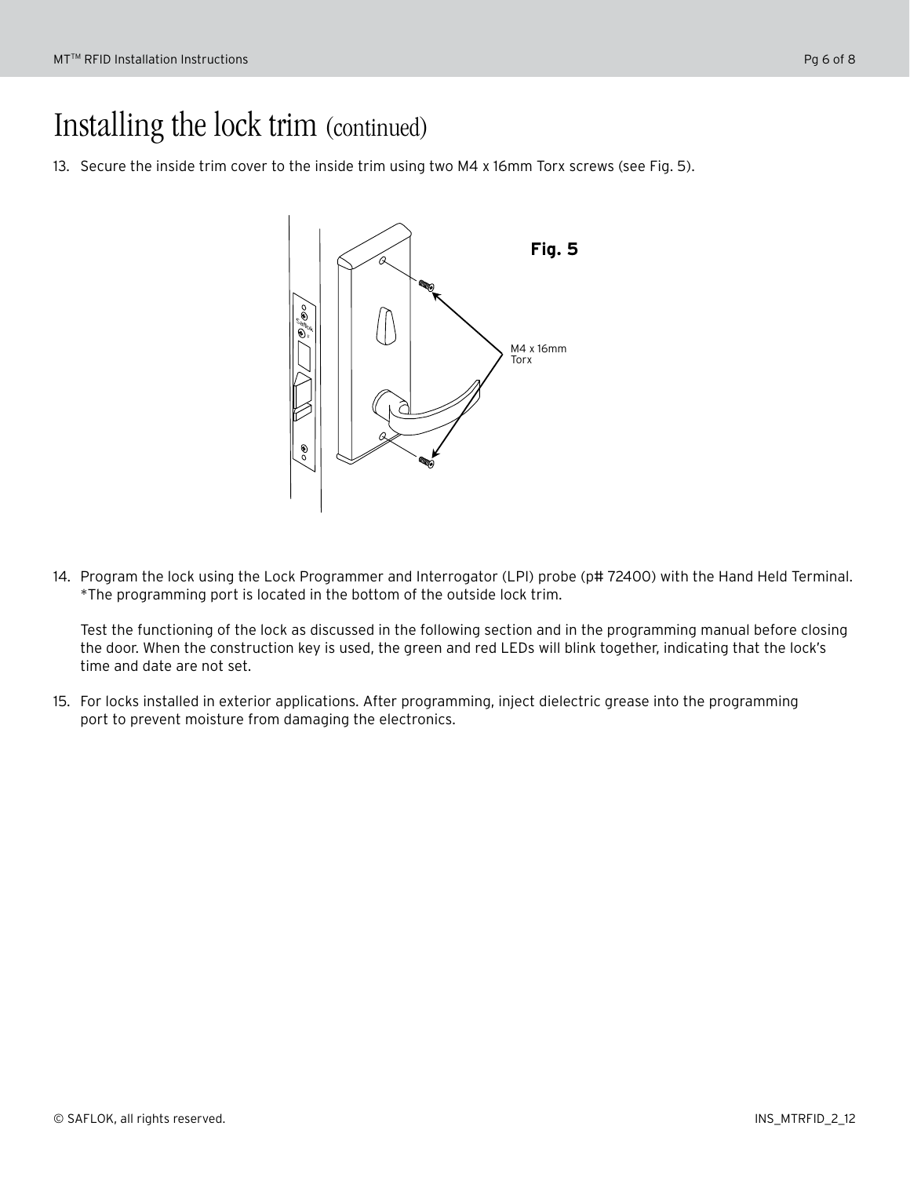# Installing the lock trim (continued)

13. Secure the inside trim cover to the inside trim using two M4 x 16mm Torx screws (see Fig. 5).

**Fig. 5**

M4 x 16mm Torx

14. Program the lock using the Lock Programmer and Interrogator (LPI) probe (p# 72400) with the Hand Held Terminal. *The programming port is located in the bottom of the outside lock trim.

    Test the functioning of the lock as discussed in the following section and in the programming manual before closing the door. When the construction key is used, the green and red LEDs will blink together, indicating that the lock's time and date are not set.

15. For locks installed in exterior applications. After programming, inject dielectric grease into the programming port to prevent moisture from damaging the electronics.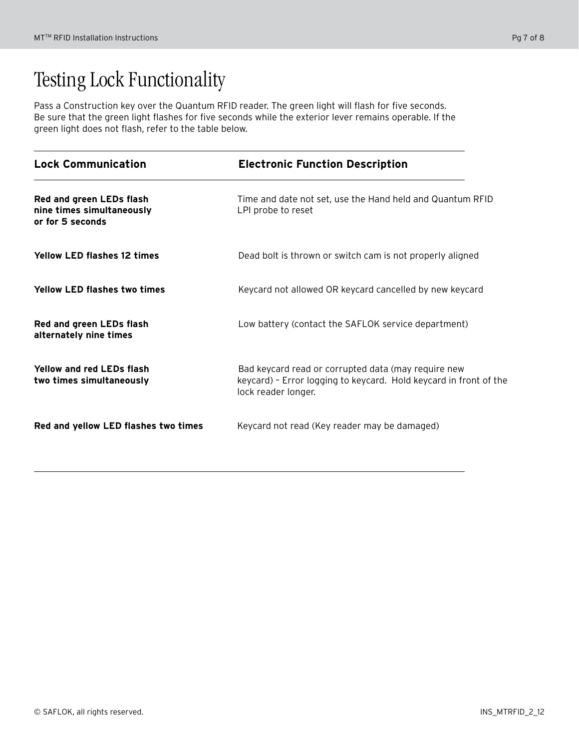# Testing Lock Functionality

Pass a Construction key over the Quantum RFID reader. The green light will flash for five seconds. Be sure that the green light flashes for five seconds while the exterior lever remains operable. If the green light does not flash, refer to the table below.

| Lock Communication | Electronic Function Description |
|---|---|
| **Red and green LEDs flash nine times simultaneously or for 5 seconds** | Time and date not set, use the Hand held and Quantum RFID LPI probe to reset |
| **Yellow LED flashes 12 times** | Dead bolt is thrown or switch cam is not properly aligned |
| **Yellow LED flashes two times** | Keycard not allowed OR keycard cancelled by new keycard |
| **Red and green LEDs flash alternately nine times** | Low battery (contact the SAFLOK service department) |
| **Yellow and red LEDs flash two times simultaneously** | Bad keycard read or corrupted data (may require new keycard) – Error logging to keycard. Hold keycard in front of the lock reader longer. |
| **Red and yellow LED flashes two times** | Keycard not read (Key reader may be damaged) |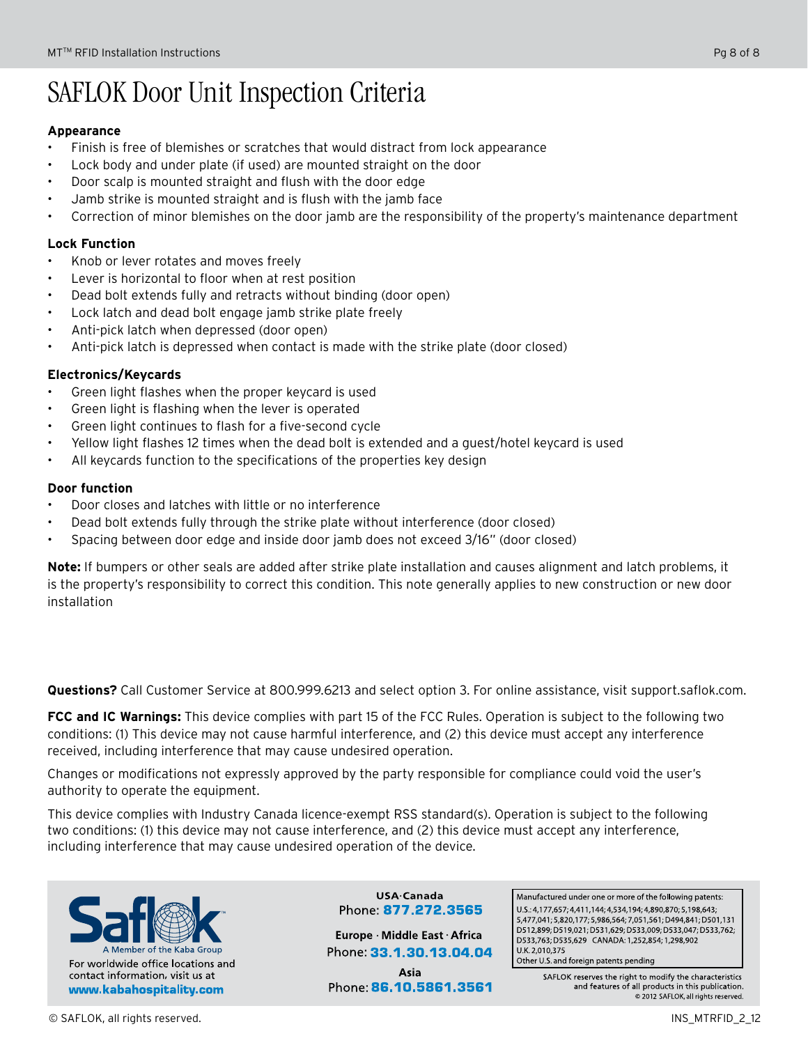# SAFLOK Door Unit Inspection Criteria

**Appearance**

- Finish is free of blemishes or scratches that would distract from lock appearance
- Lock body and under plate (if used) are mounted straight on the door
- Door scalp is mounted straight and flush with the door edge
- Jamb strike is mounted straight and is flush with the jamb face
- Correction of minor blemishes on the door jamb are the responsibility of the property's maintenance department

**Lock Function**

- Knob or lever rotates and moves freely
- Lever is horizontal to floor when at rest position
- Dead bolt extends fully and retracts without binding (door open)
- Lock latch and dead bolt engage jamb strike plate freely
- Anti-pick latch when depressed (door open)
- Anti-pick latch is depressed when contact is made with the strike plate (door closed)

**Electronics/Keycards**

- Green light flashes when the proper keycard is used
- Green light is flashing when the lever is operated
- Green light continues to flash for a five-second cycle
- Yellow light flashes 12 times when the dead bolt is extended and a guest/hotel keycard is used
- All keycards function to the specifications of the properties key design

**Door function**

- Door closes and latches with little or no interference
- Dead bolt extends fully through the strike plate without interference (door closed)
- Spacing between door edge and inside door jamb does not exceed 3/16" (door closed)

**Note:** If bumpers or other seals are added after strike plate installation and causes alignment and latch problems, it is the property's responsibility to correct this condition. This note generally applies to new construction or new door installation

**Questions?** Call Customer Service at 800.999.6213 and select option 3. For online assistance, visit support.saflok.com.

**FCC and IC Warnings:** This device complies with part 15 of the FCC Rules. Operation is subject to the following two conditions: (1) This device may not cause harmful interference, and (2) this device must accept any interference received, including interference that may cause undesired operation.

Changes or modifications not expressly approved by the party responsible for compliance could void the user's authority to operate the equipment.

This device complies with Industry Canada licence-exempt RSS standard(s). Operation is subject to the following two conditions: (1) this device may not cause interference, and (2) this device must accept any interference, including interference that may cause undesired operation of the device.

Saflok

A Member of the Kaba Group

For worldwide office locations and contact information, visit us at **www.kabahospitality.com**

**USA·Canada**
Phone: **877.272.3565**

**Europe · Middle East · Africa**
Phone: **33.1.30.13.04.04**

**Asia**
Phone: **86.10.5861.3561**

Manufactured under one or more of the following patents:
U.S.: 4,177,657; 4,411,144; 4,534,194; 4,890,870; 5,198,643; 5,477,041; 5,820,177; 5,986,564; 7,051,561; D494,841; D501,131 D512,899; D519,021; D531,629; D533,009; D533,047; D533,762; D533,763; D535,629 CANADA: 1,252,854; 1,298,902
U.K. 2,010,375
Other U.S. and foreign patents pending

SAFLOK reserves the right to modify the characteristics and features of all products in this publication.
© 2012 SAFLOK, all rights reserved.

© SAFLOK, all rights reserved.

INS_MTRFID_2_12